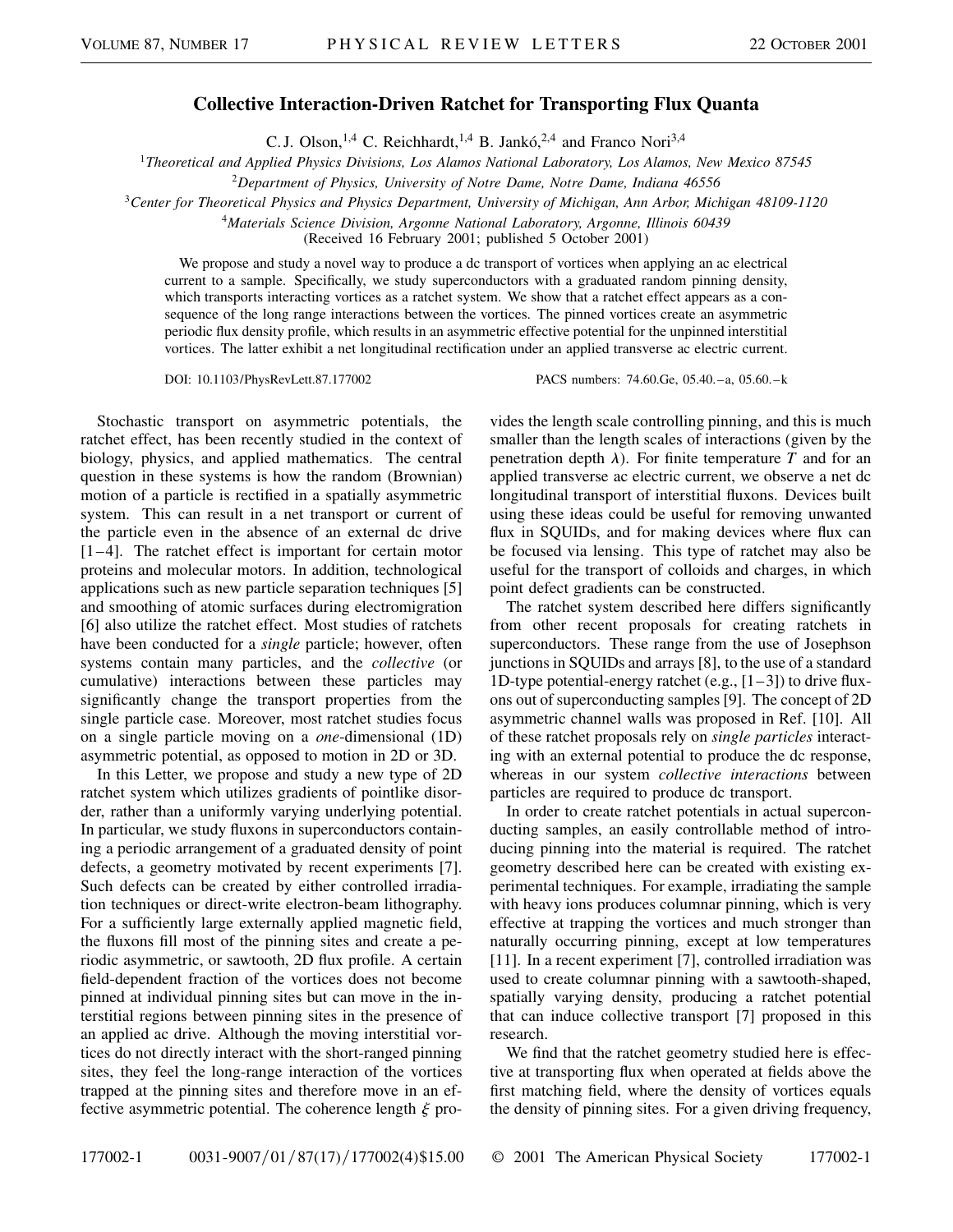# Collective Interaction-Driven Ratchet for Transporting Flux Quanta

C. J. Olson,[1,4] C. Reichhardt,[1,4] B. Jankó,[2,4] and Franco Nori[3,4]

[1]*Theoretical and Applied Physics Divisions, Los Alamos National Laboratory, Los Alamos, New Mexico 87545*
[2]*Department of Physics, University of Notre Dame, Notre Dame, Indiana 46556*
[3]*Center for Theoretical Physics and Physics Department, University of Michigan, Ann Arbor, Michigan 48109-1120*
[4]*Materials Science Division, Argonne National Laboratory, Argonne, Illinois 60439*
(Received 16 February 2001; published 5 October 2001)

We propose and study a novel way to produce a dc transport of vortices when applying an ac electrical current to a sample. Specifically, we study superconductors with a graduated random pinning density, which transports interacting vortices as a ratchet system. We show that a ratchet effect appears as a consequence of the long range interactions between the vortices. The pinned vortices create an asymmetric periodic flux density profile, which results in an asymmetric effective potential for the unpinned interstitial vortices. The latter exhibit a net longitudinal rectification under an applied transverse ac electric current.

DOI: 10.1103/PhysRevLett.87.177002 PACS numbers: 74.60.Ge, 05.40.–a, 05.60.–k

Stochastic transport on asymmetric potentials, the ratchet effect, has been recently studied in the context of biology, physics, and applied mathematics. The central question in these systems is how the random (Brownian) motion of a particle is rectified in a spatially asymmetric system. This can result in a net transport or current of the particle even in the absence of an external dc drive [1–4]. The ratchet effect is important for certain motor proteins and molecular motors. In addition, technological applications such as new particle separation techniques [5] and smoothing of atomic surfaces during electromigration [6] also utilize the ratchet effect. Most studies of ratchets have been conducted for a *single* particle; however, often systems contain many particles, and the *collective* (or cumulative) interactions between these particles may significantly change the transport properties from the single particle case. Moreover, most ratchet studies focus on a single particle moving on a *one*-dimensional (1D) asymmetric potential, as opposed to motion in 2D or 3D.

In this Letter, we propose and study a new type of 2D ratchet system which utilizes gradients of pointlike disorder, rather than a uniformly varying underlying potential. In particular, we study fluxons in superconductors containing a periodic arrangement of a graduated density of point defects, a geometry motivated by recent experiments [7]. Such defects can be created by either controlled irradiation techniques or direct-write electron-beam lithography. For a sufficiently large externally applied magnetic field, the fluxons fill most of the pinning sites and create a periodic asymmetric, or sawtooth, 2D flux profile. A certain field-dependent fraction of the vortices does not become pinned at individual pinning sites but can move in the interstitial regions between pinning sites in the presence of an applied ac drive. Although the moving interstitial vortices do not directly interact with the short-ranged pinning sites, they feel the long-range interaction of the vortices trapped at the pinning sites and therefore move in an effective asymmetric potential. The coherence length $\xi$ provides the length scale controlling pinning, and this is much smaller than the length scales of interactions (given by the penetration depth $\lambda$). For finite temperature $T$ and for an applied transverse ac electric current, we observe a net dc longitudinal transport of interstitial fluxons. Devices built using these ideas could be useful for removing unwanted flux in SQUIDs, and for making devices where flux can be focused via lensing. This type of ratchet may also be useful for the transport of colloids and charges, in which point defect gradients can be constructed.

The ratchet system described here differs significantly from other recent proposals for creating ratchets in superconductors. These range from the use of Josephson junctions in SQUIDs and arrays [8], to the use of a standard 1D-type potential-energy ratchet (e.g., [1–3]) to drive fluxons out of superconducting samples [9]. The concept of 2D asymmetric channel walls was proposed in Ref. [10]. All of these ratchet proposals rely on *single particles* interacting with an external potential to produce the dc response, whereas in our system *collective interactions* between particles are required to produce dc transport.

In order to create ratchet potentials in actual superconducting samples, an easily controllable method of introducing pinning into the material is required. The ratchet geometry described here can be created with existing experimental techniques. For example, irradiating the sample with heavy ions produces columnar pinning, which is very effective at trapping the vortices and much stronger than naturally occurring pinning, except at low temperatures [11]. In a recent experiment [7], controlled irradiation was used to create columnar pinning with a sawtooth-shaped, spatially varying density, producing a ratchet potential that can induce collective transport [7] proposed in this research.

We find that the ratchet geometry studied here is effective at transporting flux when operated at fields above the first matching field, where the density of vortices equals the density of pinning sites. For a given driving frequency,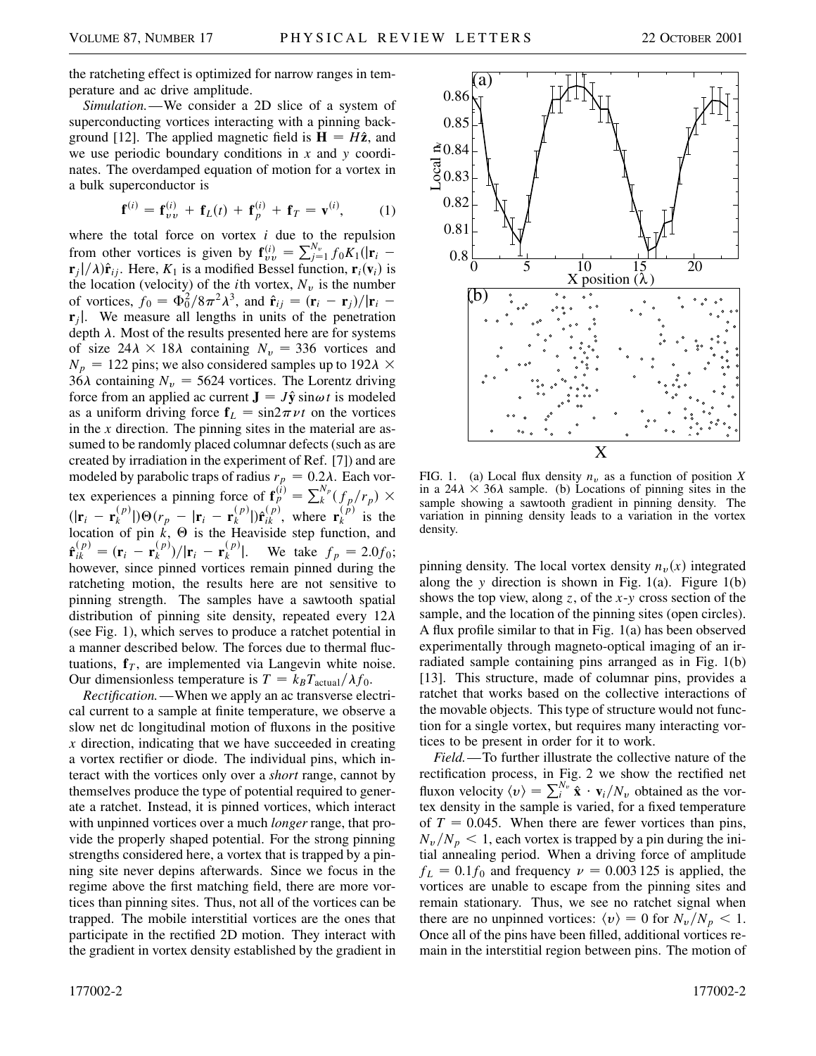the ratcheting effect is optimized for narrow ranges in temperature and ac drive amplitude.

*Simulation.*—We consider a 2D slice of a system of superconducting vortices interacting with a pinning background [12]. The applied magnetic field is $\mathbf{H} = H\hat{\mathbf{z}}$, and we use periodic boundary conditions in $x$ and $y$ coordinates. The overdamped equation of motion for a vortex in a bulk superconductor is

$$\mathbf{f}^{(i)} = \mathbf{f}_{vv}^{(i)} + \mathbf{f}_L(t) + \mathbf{f}_p^{(i)} + \mathbf{f}_T = \mathbf{v}^{(i)}, \qquad (1)$$

where the total force on vortex $i$ due to the repulsion from other vortices is given by $\mathbf{f}_{vv}^{(i)} = \sum_{j=1}^{N_v} f_0 K_1(|\mathbf{r}_i - \mathbf{r}_j|/\lambda)\hat{\mathbf{r}}_{ij}$. Here, $K_1$ is a modified Bessel function, $\mathbf{r}_i(\mathbf{v}_i)$ is the location (velocity) of the $i$th vortex, $N_v$ is the number of vortices, $f_0 = \Phi_0^2/8\pi^2\lambda^3$, and $\hat{\mathbf{r}}_{ij} = (\mathbf{r}_i - \mathbf{r}_j)/|\mathbf{r}_i - \mathbf{r}_j|$. We measure all lengths in units of the penetration depth $\lambda$. Most of the results presented here are for systems of size $24\lambda \times 18\lambda$ containing $N_v = 336$ vortices and $N_p = 122$ pins; we also considered samples up to $192\lambda \times 36\lambda$ containing $N_v = 5624$ vortices. The Lorentz driving force from an applied ac current $\mathbf{J} = J\hat{\mathbf{y}}\sin\omega t$ is modeled as a uniform driving force $\mathbf{f}_L = \sin 2\pi\nu t$ on the vortices in the $x$ direction. The pinning sites in the material are assumed to be randomly placed columnar defects (such as are created by irradiation in the experiment of Ref. [7]) and are modeled by parabolic traps of radius $r_p = 0.2\lambda$. Each vortex experiences a pinning force of $\mathbf{f}_p^{(i)} = \sum_k^{N_p} (f_p/r_p) \times (|\mathbf{r}_i - \mathbf{r}_k^{(p)}|)\Theta(r_p - |\mathbf{r}_i - \mathbf{r}_k^{(p)}|)\hat{\mathbf{r}}_{ik}^{(p)}$, where $\mathbf{r}_k^{(p)}$ is the location of pin $k$, $\Theta$ is the Heaviside step function, and $\hat{\mathbf{r}}_{ik}^{(p)} = (\mathbf{r}_i - \mathbf{r}_k^{(p)})/|\mathbf{r}_i - \mathbf{r}_k^{(p)}|$. We take $f_p = 2.0 f_0$; however, since pinned vortices remain pinned during the ratcheting motion, the results here are not sensitive to pinning strength. The samples have a sawtooth spatial distribution of pinning site density, repeated every $12\lambda$ (see Fig. 1), which serves to produce a ratchet potential in a manner described below. The forces due to thermal fluctuations, $\mathbf{f}_T$, are implemented via Langevin white noise. Our dimensionless temperature is $T = k_B T_{\mathrm{actual}}/\lambda f_0$.

*Rectification.*—When we apply an ac transverse electrical current to a sample at finite temperature, we observe a slow net dc longitudinal motion of fluxons in the positive $x$ direction, indicating that we have succeeded in creating a vortex rectifier or diode. The individual pins, which interact with the vortices only over a *short* range, cannot by themselves produce the type of potential required to generate a ratchet. Instead, it is pinned vortices, which interact with unpinned vortices over a much *longer* range, that provide the properly shaped potential. For the strong pinning strengths considered here, a vortex that is trapped by a pinning site never depins afterwards. Since we focus in the regime above the first matching field, there are more vortices than pinning sites. Thus, not all of the vortices can be trapped. The mobile interstitial vortices are the ones that participate in the rectified 2D motion. They interact with the gradient in vortex density established by the gradient in pinning density. The local vortex density $n_v(x)$ integrated along the $y$ direction is shown in Fig. 1(a). Figure 1(b) shows the top view, along $z$, of the $x$-$y$ cross section of the sample, and the location of the pinning sites (open circles). A flux profile similar to that in Fig. 1(a) has been observed experimentally through magneto-optical imaging of an irradiated sample containing pins arranged as in Fig. 1(b) [13]. This structure, made of columnar pins, provides a ratchet that works based on the collective interactions of the movable objects. This type of structure would not function for a single vortex, but requires many interacting vortices to be present in order for it to work.

FIG. 1. (a) Local flux density $n_v$ as a function of position $X$ in a $24\lambda \times 36\lambda$ sample. (b) Locations of pinning sites in the sample showing a sawtooth gradient in pinning density. The variation in pinning density leads to a variation in the vortex density.

*Field.*—To further illustrate the collective nature of the rectification process, in Fig. 2 we show the rectified net fluxon velocity $\langle v \rangle = \sum_i^{N_v} \hat{\mathbf{x}} \cdot \mathbf{v}_i/N_v$ obtained as the vortex density in the sample is varied, for a fixed temperature of $T = 0.045$. When there are fewer vortices than pins, $N_v/N_p < 1$, each vortex is trapped by a pin during the initial annealing period. When a driving force of amplitude $f_L = 0.1 f_0$ and frequency $\nu = 0.003\,125$ is applied, the vortices are unable to escape from the pinning sites and remain stationary. Thus, we see no ratchet signal when there are no unpinned vortices: $\langle v \rangle = 0$ for $N_v/N_p < 1$. Once all of the pins have been filled, additional vortices remain in the interstitial region between pins. The motion of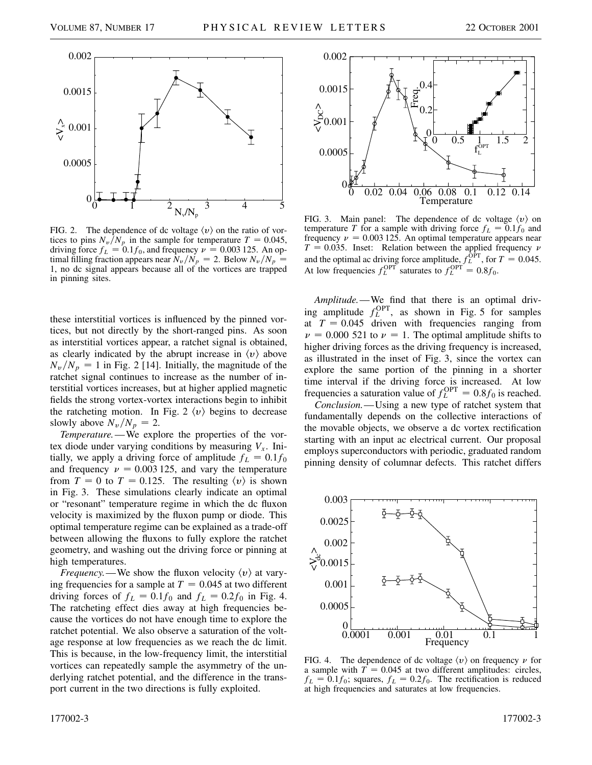FIG. 2. The dependence of dc voltage $\langle v \rangle$ on the ratio of vortices to pins $N_v/N_p$ in the sample for temperature $T = 0.045$, driving force $f_L = 0.1 f_0$, and frequency $\nu = 0.003\,125$. An optimal filling fraction appears near $N_v/N_p = 2$. Below $N_v/N_p = 1$, no dc signal appears because all of the vortices are trapped in pinning sites.

these interstitial vortices is influenced by the pinned vortices, but not directly by the short-ranged pins. As soon as interstitial vortices appear, a ratchet signal is obtained, as clearly indicated by the abrupt increase in $\langle v \rangle$ above $N_v/N_p = 1$ in Fig. 2 [14]. Initially, the magnitude of the ratchet signal continues to increase as the number of interstitial vortices increases, but at higher applied magnetic fields the strong vortex-vortex interactions begin to inhibit the ratcheting motion. In Fig. 2 $\langle v \rangle$ begins to decrease slowly above $N_v/N_p = 2$.

*Temperature.*—We explore the properties of the vortex diode under varying conditions by measuring $V_x$. Initially, we apply a driving force of amplitude $f_L = 0.1 f_0$ and frequency $\nu = 0.003\,125$, and vary the temperature from $T = 0$ to $T = 0.125$. The resulting $\langle v \rangle$ is shown in Fig. 3. These simulations clearly indicate an optimal or "resonant" temperature regime in which the dc fluxon velocity is maximized by the fluxon pump or diode. This optimal temperature regime can be explained as a trade-off between allowing the fluxons to fully explore the ratchet geometry, and washing out the driving force or pinning at high temperatures.

*Frequency.*—We show the fluxon velocity $\langle v \rangle$ at varying frequencies for a sample at $T = 0.045$ at two different driving forces of $f_L = 0.1 f_0$ and $f_L = 0.2 f_0$ in Fig. 4. The ratcheting effect dies away at high frequencies because the vortices do not have enough time to explore the ratchet potential. We also observe a saturation of the voltage response at low frequencies as we reach the dc limit. This is because, in the low-frequency limit, the interstitial vortices can repeatedly sample the asymmetry of the underlying ratchet potential, and the difference in the transport current in the two directions is fully exploited.

FIG. 3. Main panel: The dependence of dc voltage $\langle v \rangle$ on temperature $T$ for a sample with driving force $f_L = 0.1 f_0$ and frequency $\nu = 0.003\,125$. An optimal temperature appears near $T = 0.035$. Inset: Relation between the applied frequency $\nu$ and the optimal ac driving force amplitude, $f_L^{\mathrm{OPT}}$, for $T = 0.045$. At low frequencies $f_L^{\mathrm{OPT}}$ saturates to $f_L^{\mathrm{OPT}} = 0.8 f_0$.

*Amplitude.*—We find that there is an optimal driving amplitude $f_L^{\mathrm{OPT}}$, as shown in Fig. 5 for samples at $T = 0.045$ driven with frequencies ranging from $\nu = 0.000\,521$ to $\nu = 1$. The optimal amplitude shifts to higher driving forces as the driving frequency is increased, as illustrated in the inset of Fig. 3, since the vortex can explore the same portion of the pinning in a shorter time interval if the driving force is increased. At low frequencies a saturation value of $f_L^{\mathrm{OPT}} = 0.8 f_0$ is reached.

*Conclusion.*—Using a new type of ratchet system that fundamentally depends on the collective interactions of the movable objects, we observe a dc vortex rectification starting with an input ac electrical current. Our proposal employs superconductors with periodic, graduated random pinning density of columnar defects. This ratchet differs

FIG. 4. The dependence of dc voltage $\langle v \rangle$ on frequency $\nu$ for a sample with $T = 0.045$ at two different amplitudes: circles, $f_L = 0.1 f_0$; squares, $f_L = 0.2 f_0$. The rectification is reduced at high frequencies and saturates at low frequencies.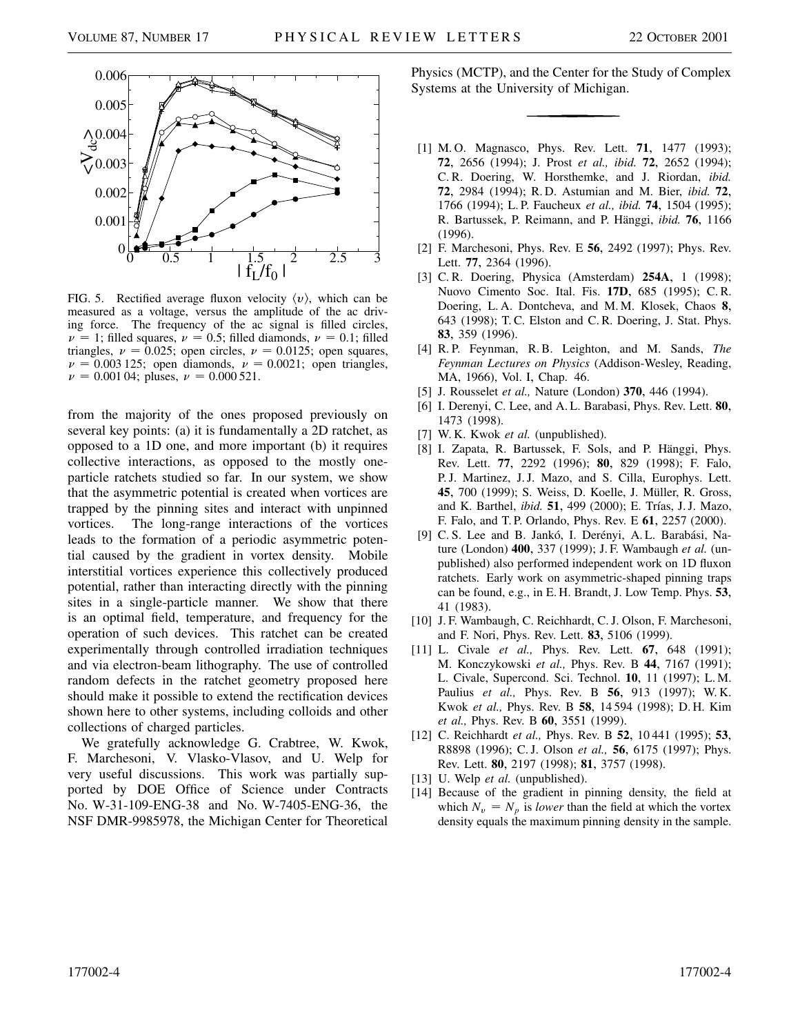0.006
0.005
0.004
0.003
0.002
0.001
0
$\langle V_{dc} \rangle$
0 0.5 1 1.5 2 2.5 3
$| f_L/f_0 |$

FIG. 5. Rectified average fluxon velocity $\langle v \rangle$, which can be measured as a voltage, versus the amplitude of the ac driving force. The frequency of the ac signal is filled circles, $\nu = 1$; filled squares, $\nu = 0.5$; filled diamonds, $\nu = 0.1$; filled triangles, $\nu = 0.025$; open circles, $\nu = 0.0125$; open squares, $\nu = 0.003\,125$; open diamonds, $\nu = 0.0021$; open triangles, $\nu = 0.001\,04$; pluses, $\nu = 0.000\,521$.

from the majority of the ones proposed previously on several key points: (a) it is fundamentally a 2D ratchet, as opposed to a 1D one, and more important (b) it requires collective interactions, as opposed to the mostly one-particle ratchets studied so far. In our system, we show that the asymmetric potential is created when vortices are trapped by the pinning sites and interact with unpinned vortices. The long-range interactions of the vortices leads to the formation of a periodic asymmetric potential caused by the gradient in vortex density. Mobile interstitial vortices experience this collectively produced potential, rather than interacting directly with the pinning sites in a single-particle manner. We show that there is an optimal field, temperature, and frequency for the operation of such devices. This ratchet can be created experimentally through controlled irradiation techniques and via electron-beam lithography. The use of controlled random defects in the ratchet geometry proposed here should make it possible to extend the rectification devices shown here to other systems, including colloids and other collections of charged particles.

We gratefully acknowledge G. Crabtree, W. Kwok, F. Marchesoni, V. Vlasko-Vlasov, and U. Welp for very useful discussions. This work was partially supported by DOE Office of Science under Contracts No. W-31-109-ENG-38 and No. W-7405-ENG-36, the NSF DMR-9985978, the Michigan Center for Theoretical Physics (MCTP), and the Center for the Study of Complex Systems at the University of Michigan.

[1] M. O. Magnasco, Phys. Rev. Lett. **71**, 1477 (1993); **72**, 2656 (1994); J. Prost *et al., ibid.* **72**, 2652 (1994); C. R. Doering, W. Horsthemke, and J. Riordan, *ibid.* **72**, 2984 (1994); R. D. Astumian and M. Bier, *ibid.* **72**, 1766 (1994); L. P. Faucheux *et al., ibid.* **74**, 1504 (1995); R. Bartussek, P. Reimann, and P. Hänggi, *ibid.* **76**, 1166 (1996).

[2] F. Marchesoni, Phys. Rev. E **56**, 2492 (1997); Phys. Rev. Lett. **77**, 2364 (1996).

[3] C. R. Doering, Physica (Amsterdam) **254A**, 1 (1998); Nuovo Cimento Soc. Ital. Fis. **17D**, 685 (1995); C. R. Doering, L. A. Dontcheva, and M. M. Klosek, Chaos **8**, 643 (1998); T. C. Elston and C. R. Doering, J. Stat. Phys. **83**, 359 (1996).

[4] R. P. Feynman, R. B. Leighton, and M. Sands, *The Feynman Lectures on Physics* (Addison-Wesley, Reading, MA, 1966), Vol. I, Chap. 46.

[5] J. Rousselet *et al.,* Nature (London) **370**, 446 (1994).

[6] I. Derenyi, C. Lee, and A. L. Barabasi, Phys. Rev. Lett. **80**, 1473 (1998).

[7] W. K. Kwok *et al.* (unpublished).

[8] I. Zapata, R. Bartussek, F. Sols, and P. Hänggi, Phys. Rev. Lett. **77**, 2292 (1996); **80**, 829 (1998); F. Falo, P. J. Martinez, J. J. Mazo, and S. Cilla, Europhys. Lett. **45**, 700 (1999); S. Weiss, D. Koelle, J. Müller, R. Gross, and K. Barthel, *ibid.* **51**, 499 (2000); E. Trías, J. J. Mazo, F. Falo, and T. P. Orlando, Phys. Rev. E **61**, 2257 (2000).

[9] C. S. Lee and B. Jankó, I. Derényi, A. L. Barabási, Nature (London) **400**, 337 (1999); J. F. Wambaugh *et al.* (unpublished) also performed independent work on 1D fluxon ratchets. Early work on asymmetric-shaped pinning traps can be found, e.g., in E. H. Brandt, J. Low Temp. Phys. **53**, 41 (1983).

[10] J. F. Wambaugh, C. Reichhardt, C. J. Olson, F. Marchesoni, and F. Nori, Phys. Rev. Lett. **83**, 5106 (1999).

[11] L. Civale *et al.,* Phys. Rev. Lett. **67**, 648 (1991); M. Konczykowski *et al.,* Phys. Rev. B **44**, 7167 (1991); L. Civale, Supercond. Sci. Technol. **10**, 11 (1997); L. M. Paulius *et al.,* Phys. Rev. B **56**, 913 (1997); W. K. Kwok *et al.,* Phys. Rev. B **58**, 14 594 (1998); D. H. Kim *et al.,* Phys. Rev. B **60**, 3551 (1999).

[12] C. Reichhardt *et al.,* Phys. Rev. B **52**, 10 441 (1995); **53**, R8898 (1996); C. J. Olson *et al.,* **56**, 6175 (1997); Phys. Rev. Lett. **80**, 2197 (1998); **81**, 3757 (1998).

[13] U. Welp *et al.* (unpublished).

[14] Because of the gradient in pinning density, the field at which $N_v = N_p$ is *lower* than the field at which the vortex density equals the maximum pinning density in the sample.